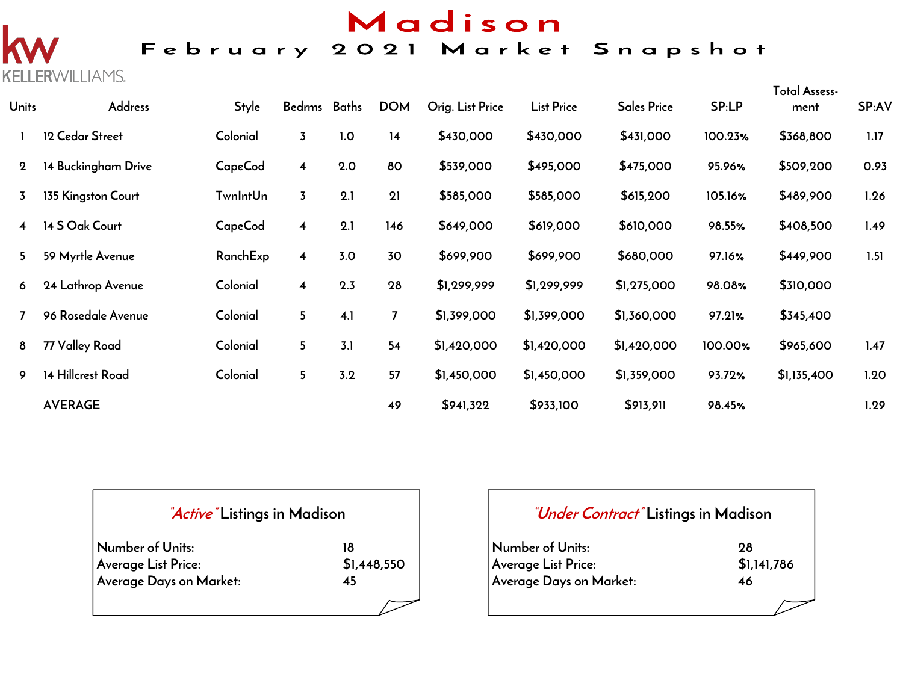KELLERWILLIAMS.

# Madison

## February 2021 Market Snapshot

| Units | Address | Style | Bedrms | Baths | DOM | Orig. List Price | List Price | Sales Price | SP:LP | Total Assess-ment | SP:AV |
|---|---|---|---|---|---|---|---|---|---|---|---|
| 1 | 12 Cedar Street | Colonial | 3 | 1.0 | 14 | $430,000 | $430,000 | $431,000 | 100.23% | $368,800 | 1.17 |
| 2 | 14 Buckingham Drive | CapeCod | 4 | 2.0 | 80 | $539,000 | $495,000 | $475,000 | 95.96% | $509,200 | 0.93 |
| 3 | 135 Kingston Court | TwnIntUn | 3 | 2.1 | 21 | $585,000 | $585,000 | $615,200 | 105.16% | $489,900 | 1.26 |
| 4 | 14 S Oak Court | CapeCod | 4 | 2.1 | 146 | $649,000 | $619,000 | $610,000 | 98.55% | $408,500 | 1.49 |
| 5 | 59 Myrtle Avenue | RanchExp | 4 | 3.0 | 30 | $699,900 | $699,900 | $680,000 | 97.16% | $449,900 | 1.51 |
| 6 | 24 Lathrop Avenue | Colonial | 4 | 2.3 | 28 | $1,299,999 | $1,299,999 | $1,275,000 | 98.08% | $310,000 | |
| 7 | 96 Rosedale Avenue | Colonial | 5 | 4.1 | 7 | $1,399,000 | $1,399,000 | $1,360,000 | 97.21% | $345,400 | |
| 8 | 77 Valley Road | Colonial | 5 | 3.1 | 54 | $1,420,000 | $1,420,000 | $1,420,000 | 100.00% | $965,600 | 1.47 |
| 9 | 14 Hillcrest Road | Colonial | 5 | 3.2 | 57 | $1,450,000 | $1,450,000 | $1,359,000 | 93.72% | $1,135,400 | 1.20 |
| | AVERAGE | | | | 49 | $941,322 | $933,100 | $913,911 | 98.45% | | 1.29 |

### *"Active"* Listings in Madison

| | |
|---|---|
| Number of Units: | 18 |
| Average List Price: | $1,448,550 |
| Average Days on Market: | 45 |

### *"Under Contract"* Listings in Madison

| | |
|---|---|
| Number of Units: | 28 |
| Average List Price: | $1,141,786 |
| Average Days on Market: | 46 |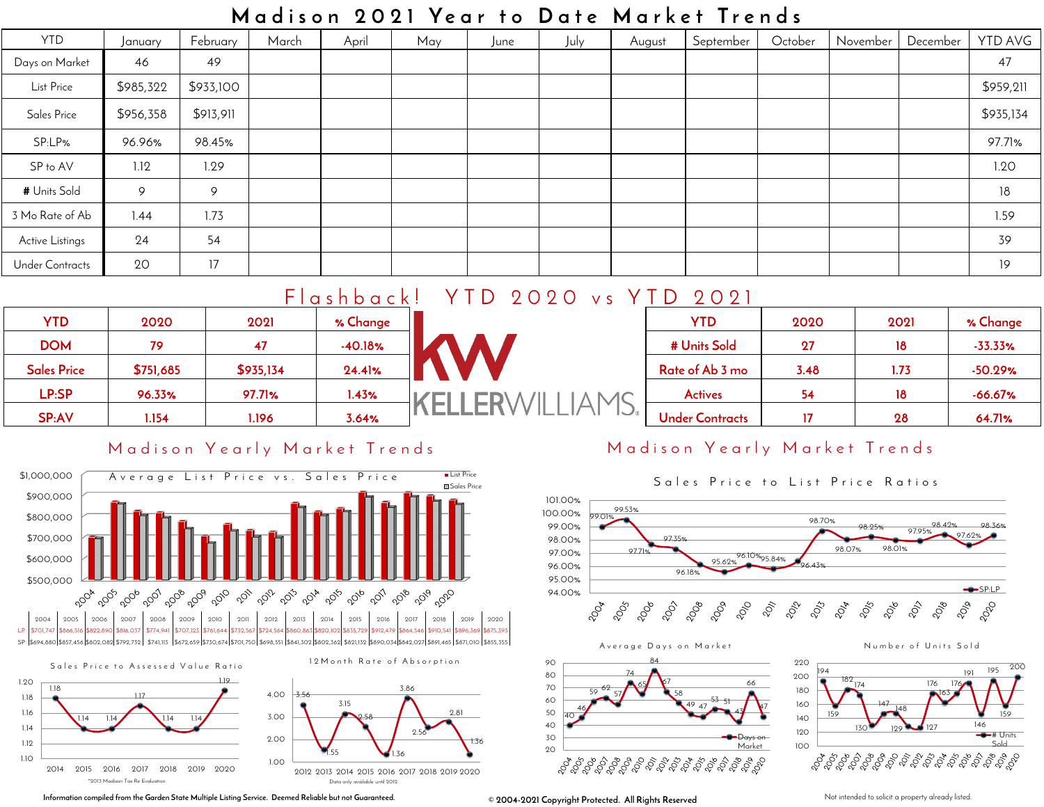# Madison 2021 Year to Date Market Trends

| YTD | January | February | March | April | May | June | July | August | September | October | November | December | YTD AVG |
|---|---|---|---|---|---|---|---|---|---|---|---|---|---|
| Days on Market | 46 | 49 | | | | | | | | | | | 47 |
| List Price | $985,322 | $933,100 | | | | | | | | | | | $959,211 |
| Sales Price | $956,358 | $913,911 | | | | | | | | | | | $935,134 |
| SP:LP% | 96.96% | 98.45% | | | | | | | | | | | 97.71% |
| SP to AV | 1.12 | 1.29 | | | | | | | | | | | 1.20 |
| # Units Sold | 9 | 9 | | | | | | | | | | | 18 |
| 3 Mo Rate of Ab | 1.44 | 1.73 | | | | | | | | | | | 1.59 |
| Active Listings | 24 | 54 | | | | | | | | | | | 39 |
| Under Contracts | 20 | 17 | | | | | | | | | | | 19 |

## Flashback! YTD 2020 vs YTD 2021

| YTD | 2020 | 2021 | % Change |
|---|---|---|---|
| DOM | 79 | 47 | -40.18% |
| Sales Price | $751,685 | $935,134 | 24.41% |
| LP:SP | 96.33% | 97.71% | 1.43% |
| SP:AV | 1.154 | 1.196 | 3.64% |

KW KELLERWILLIAMS

| YTD | 2020 | 2021 | % Change |
|---|---|---|---|
| # Units Sold | 27 | 18 | -33.33% |
| Rate of Ab 3 mo | 3.48 | 1.73 | -50.29% |
| Actives | 54 | 18 | -66.67% |
| Under Contracts | 17 | 28 | 64.71% |

## Madison Yearly Market Trends

Average List Price vs. Sales Price

List Price
Sales Price

$1,000,000
$900,000
$800,000
$700,000
$600,000
$500,000

| | 2004 | 2005 | 2006 | 2007 | 2008 | 2009 | 2010 | 2011 | 2012 | 2013 | 2014 | 2015 | 2016 | 2017 | 2018 | 2019 | 2020 |
|---|---|---|---|---|---|---|---|---|---|---|---|---|---|---|---|---|---|
| LP | $701,747 | $866,516 | $822,890 | $816,037 | $774,941 | $707,123 | $761,644 | $732,567 | $724,564 | $860,863 | $820,102 | $835,729 | $912,479 | $864,546 | $910,541 | $896,369 | $875,393 |
| SP | $694,880 | $857,456 | $802,082 | $792,732 | $741,113 | $672,659 | $730,674 | $701,750 | $698,551 | $841,302 | $802,362 | $821,132 | $890,034 | $842,027 | $891,465 | $871,010 | $855,355 |

## Madison Yearly Market Trends

Sales Price to List Price Ratios

101.00%
100.00%
99.00%
98.00%
97.00%
96.00%
95.00%
94.00%

99.01% 99.53% 97.71% 97.35% 96.18% 95.62% 96.10% 95.84% 96.43% 98.70% 98.07% 98.25% 98.01% 97.95% 98.42% 97.62% 98.36%

2004 2005 2006 2007 2008 2009 2010 2011 2012 2013 2014 2015 2016 2017 2018 2019 2020

SP:LP

Sales Price to Assessed Value Ratio

1.20
1.18
1.16
1.14
1.12
1.10

1.18 1.14 1.14 1.17 1.14 1.14 1.19

2014 2015 2016 2017 2018 2019 2020

*2013 Madison Tax Re Evaluation

12 Month Rate of Absorption

4.00
3.00
2.00
1.00

3.56 1.55 3.15 2.58 1.36 3.86 2.56 2.81 1.36

2012 2013 2014 2015 2016 2017 2018 2019 2020

Data only available until 2012

Average Days on Market

90
80
70
60
50
40
30
20

40 46 59 62 57 74 65 84 67 58 49 47 53 51 43 66 47

2004 2005 2006 2007 2008 2009 2010 2011 2012 2013 2014 2015 2016 2017 2018 2019 2020

Days on Market

Number of Units Sold

220
200
180
160
140
120
100

194 159 182 174 130 147 148 129 127 176 163 176 191 146 195 159 200

2004 2005 2006 2007 2008 2009 2010 2011 2012 2013 2014 2015 2016 2017 2018 2019 2020

# Units Sold

Information compiled from the Garden State Multiple Listing Service. Deemed Reliable but not Guaranteed.

© 2004-2021 Copyright Protected. All Rights Reserved

Not intended to solicit a property already listed.